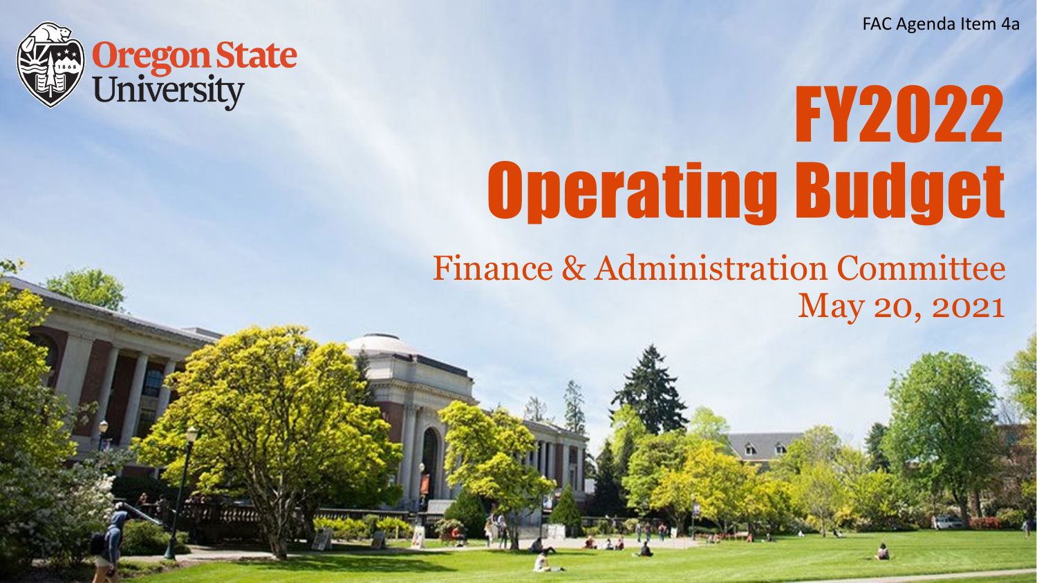FAC Agenda Item 4a

Oregon State University

# FY2022 Operating Budget

Finance & Administration Committee
May 20, 2021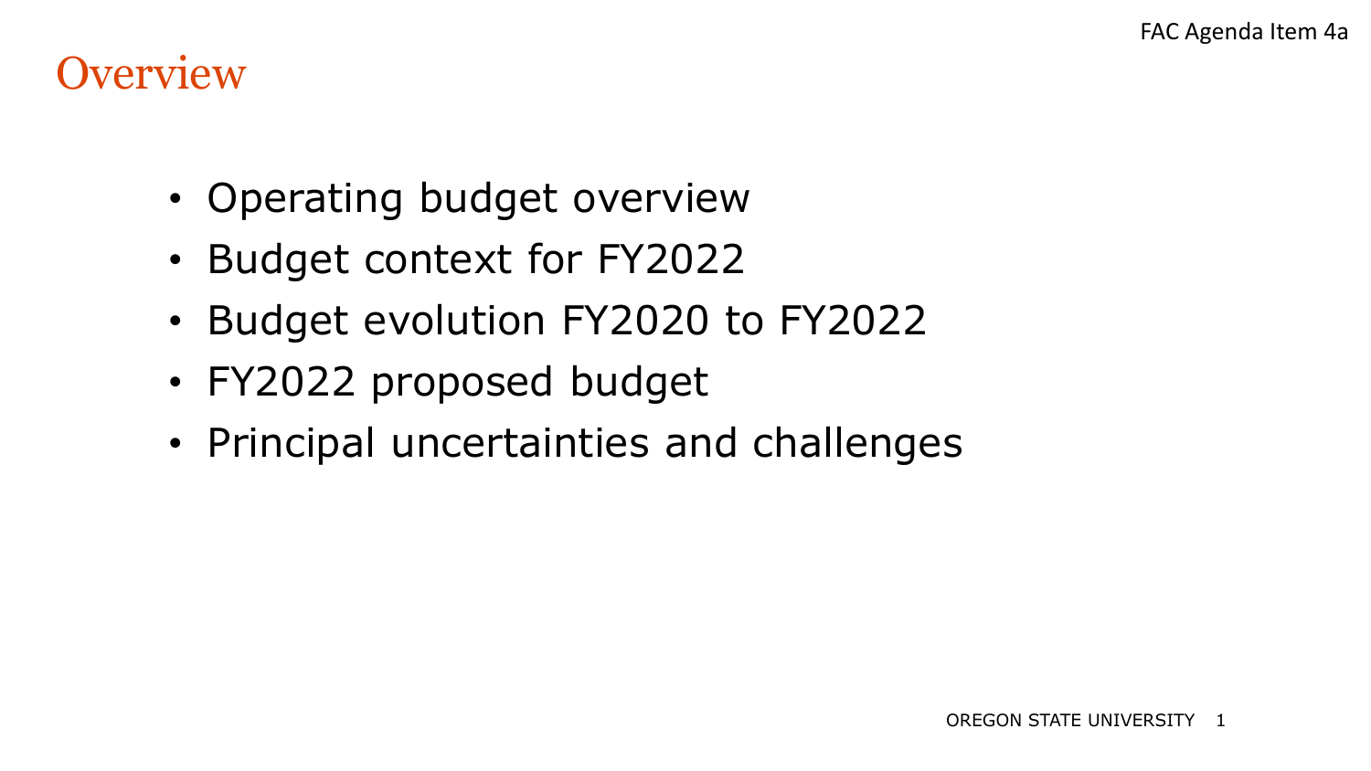# Overview

- Operating budget overview
- Budget context for FY2022
- Budget evolution FY2020 to FY2022
- FY2022 proposed budget
- Principal uncertainties and challenges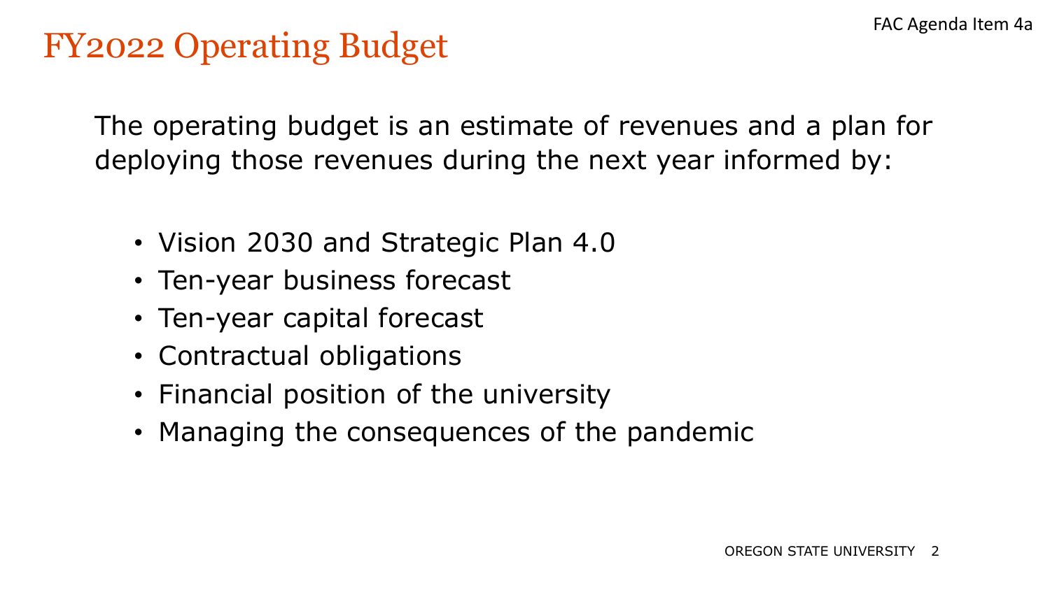FAC Agenda Item 4a

# FY2022 Operating Budget

The operating budget is an estimate of revenues and a plan for deploying those revenues during the next year informed by:

- Vision 2030 and Strategic Plan 4.0
- Ten-year business forecast
- Ten-year capital forecast
- Contractual obligations
- Financial position of the university
- Managing the consequences of the pandemic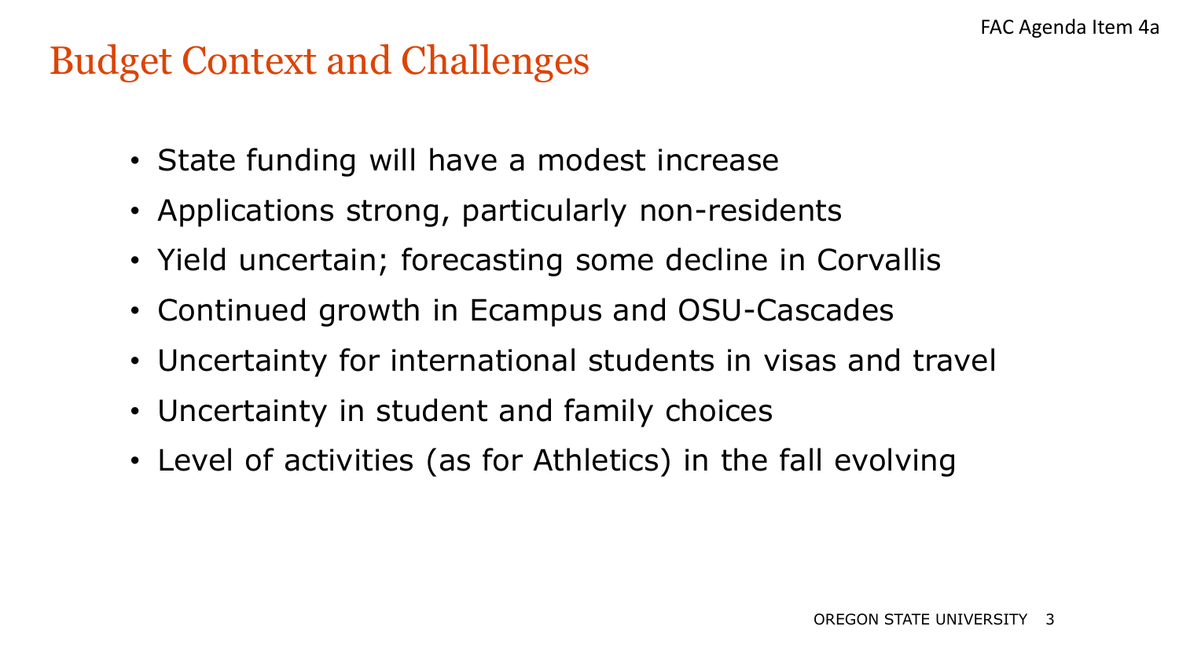# Budget Context and Challenges

- State funding will have a modest increase
- Applications strong, particularly non-residents
- Yield uncertain; forecasting some decline in Corvallis
- Continued growth in Ecampus and OSU-Cascades
- Uncertainty for international students in visas and travel
- Uncertainty in student and family choices
- Level of activities (as for Athletics) in the fall evolving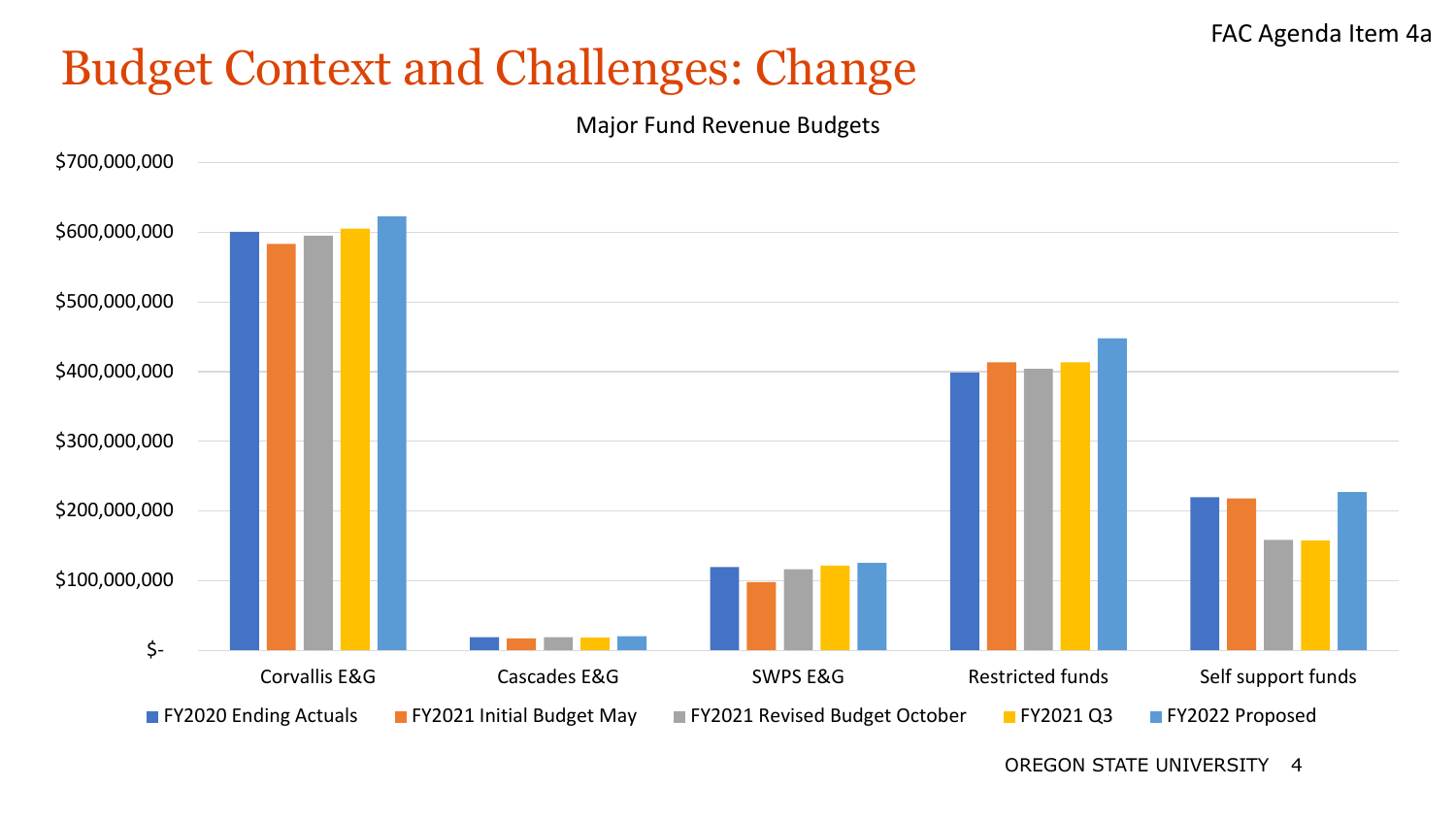FAC Agenda Item 4a

# Budget Context and Challenges: Change

Major Fund Revenue Budgets

$700,000,000
$600,000,000
$500,000,000
$400,000,000
$300,000,000
$200,000,000
$100,000,000
$-

Corvallis E&G | Cascades E&G | SWPS E&G | Restricted funds | Self support funds

■ FY2020 Ending Actuals ■ FY2021 Initial Budget May ■ FY2021 Revised Budget October ■ FY2021 Q3 ■ FY2022 Proposed

OREGON STATE UNIVERSITY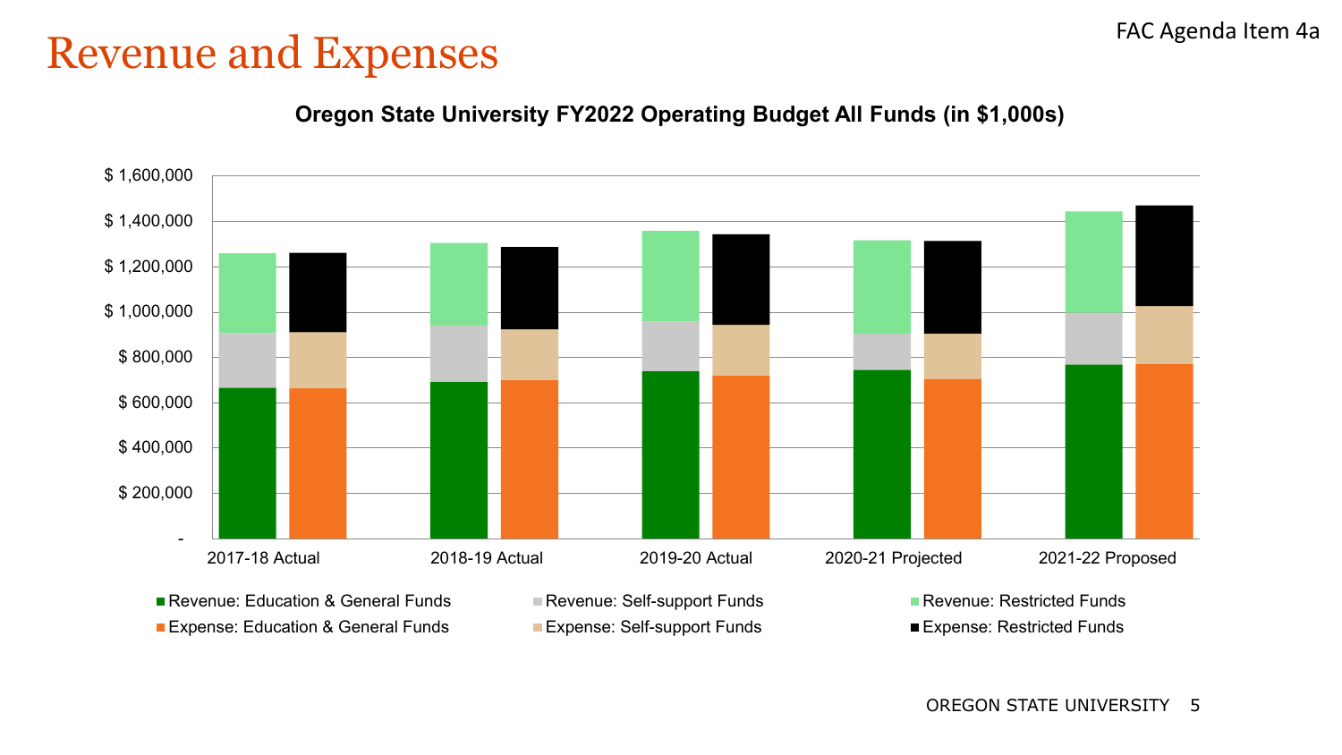# Revenue and Expenses

FAC Agenda Item 4a

**Oregon State University FY2022 Operating Budget All Funds (in $1,000s)**

$ 1,600,000
$ 1,400,000
$ 1,200,000
$ 1,000,000
$ 800,000
$ 600,000
$ 400,000
$ 200,000
-

2017-18 Actual | 2018-19 Actual | 2019-20 Actual | 2020-21 Projected | 2021-22 Proposed

- Revenue: Education & General Funds
- Revenue: Self-support Funds
- Revenue: Restricted Funds
- Expense: Education & General Funds
- Expense: Self-support Funds
- Expense: Restricted Funds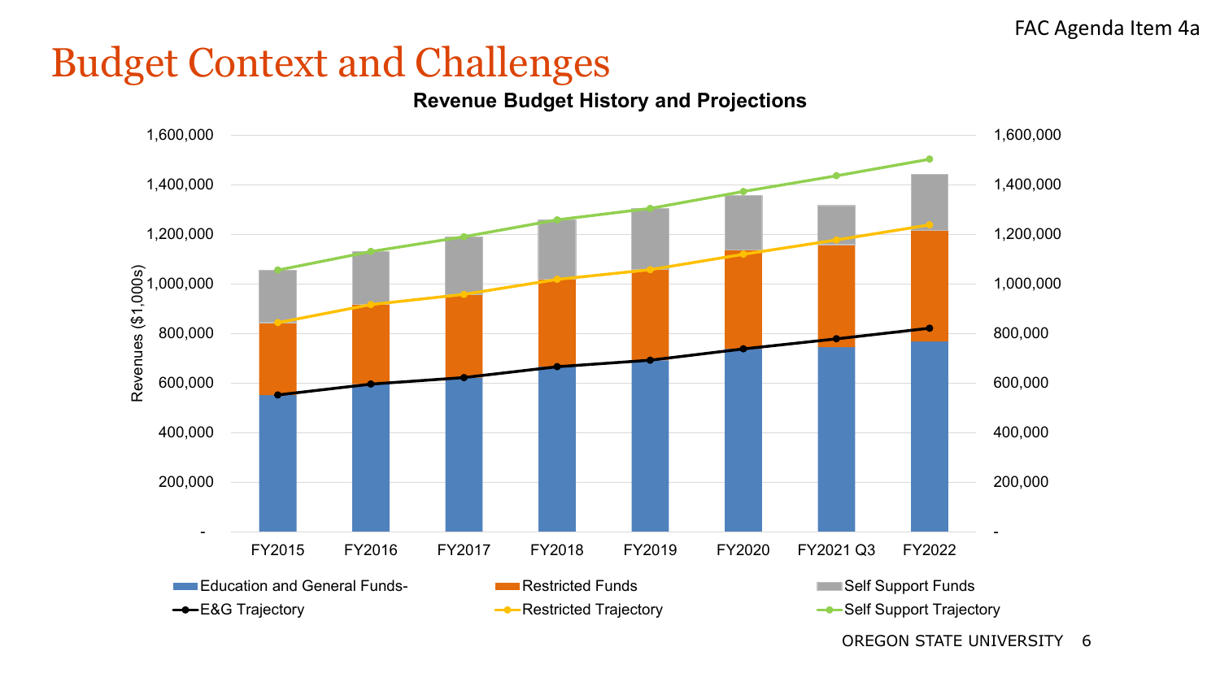FAC Agenda Item 4a

# Budget Context and Challenges

**Revenue Budget History and Projections**

Revenues ($1,000s)

Legend: Education and General Funds- | Restricted Funds | Self Support Funds | E&G Trajectory | Restricted Trajectory | Self Support Trajectory

FY2015, FY2016, FY2017, FY2018, FY2019, FY2020, FY2021 Q3, FY2022

OREGON STATE UNIVERSITY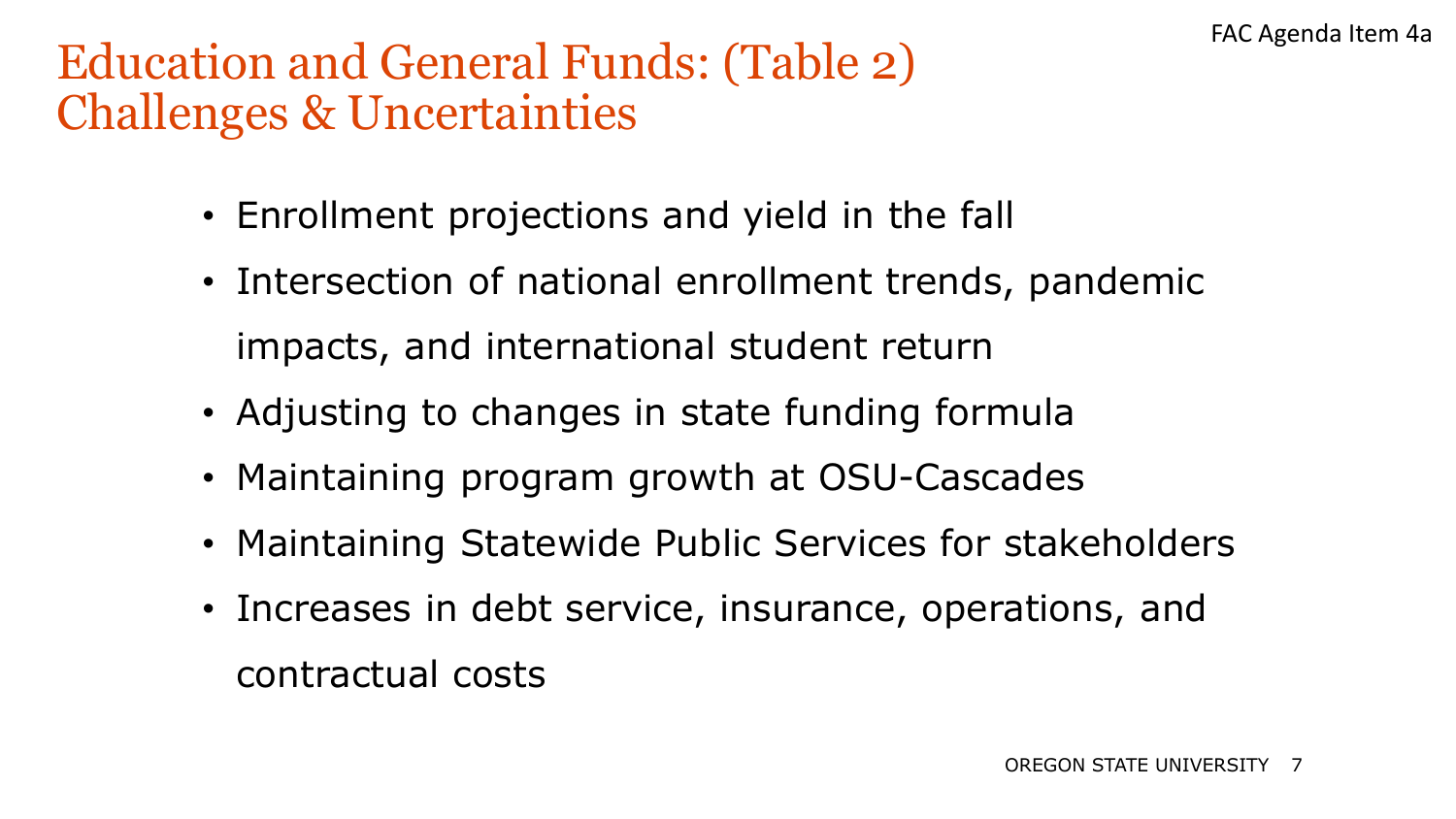# Education and General Funds: (Table 2) Challenges & Uncertainties

- Enrollment projections and yield in the fall
- Intersection of national enrollment trends, pandemic impacts, and international student return
- Adjusting to changes in state funding formula
- Maintaining program growth at OSU-Cascades
- Maintaining Statewide Public Services for stakeholders
- Increases in debt service, insurance, operations, and contractual costs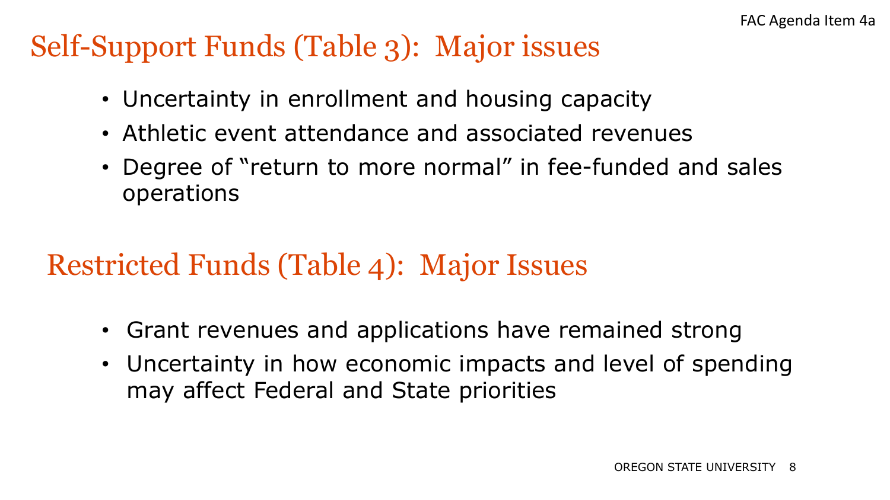## Self-Support Funds (Table 3): Major issues

- Uncertainty in enrollment and housing capacity
- Athletic event attendance and associated revenues
- Degree of "return to more normal" in fee-funded and sales operations

## Restricted Funds (Table 4): Major Issues

- Grant revenues and applications have remained strong
- Uncertainty in how economic impacts and level of spending may affect Federal and State priorities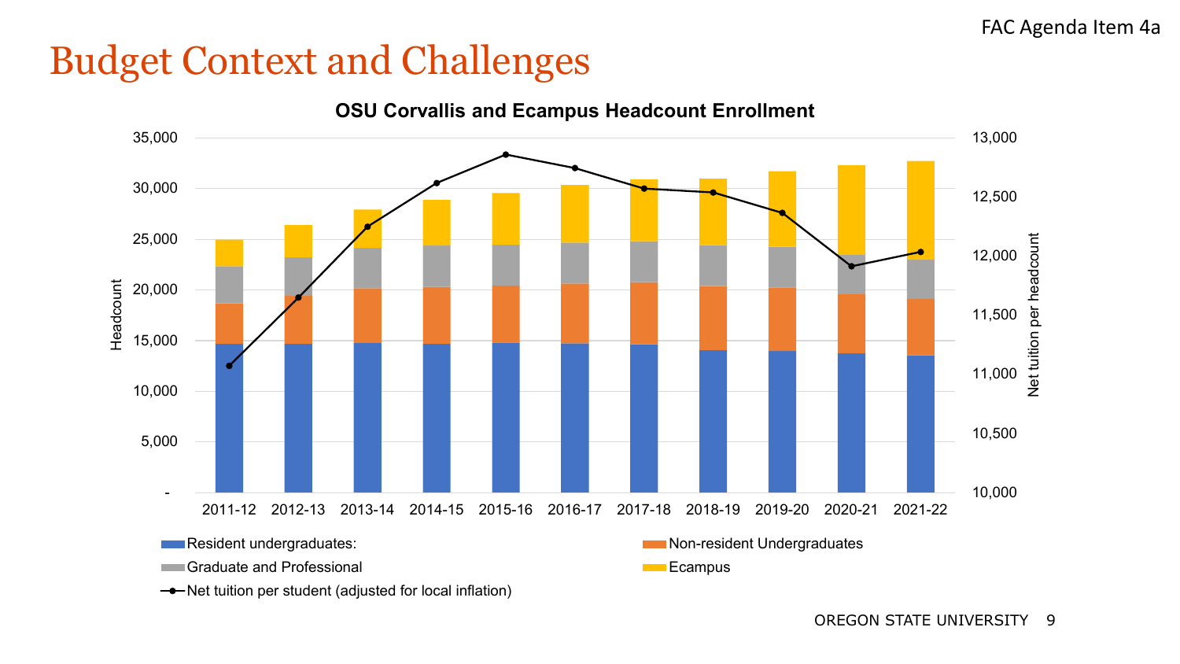FAC Agenda Item 4a

# Budget Context and Challenges

**OSU Corvallis and Ecampus Headcount Enrollment**

Headcount (left axis): -, 5,000, 10,000, 15,000, 20,000, 25,000, 30,000, 35,000

Net tuition per headcount (right axis): 10,000, 10,500, 11,000, 11,500, 12,000, 12,500, 13,000

Years: 2011-12, 2012-13, 2013-14, 2014-15, 2015-16, 2016-17, 2017-18, 2018-19, 2019-20, 2020-21, 2021-22

Legend:
- Resident undergraduates:
- Non-resident Undergraduates
- Graduate and Professional
- Ecampus
- Net tuition per student (adjusted for local inflation)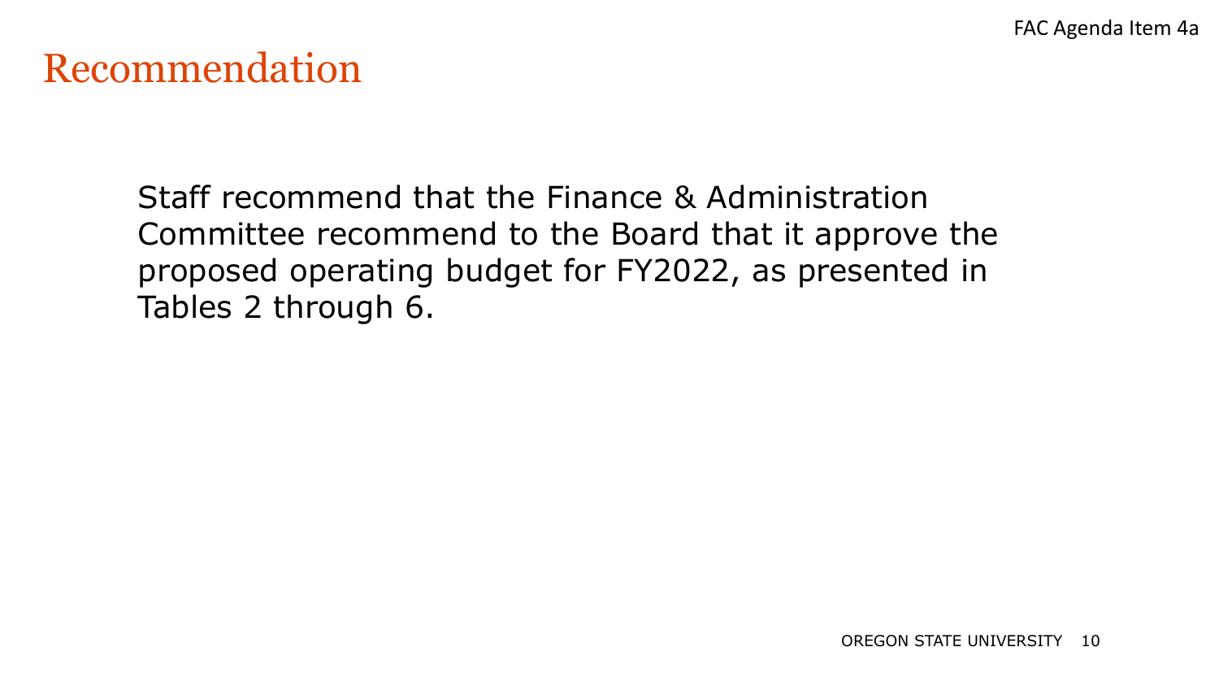# Recommendation

Staff recommend that the Finance & Administration Committee recommend to the Board that it approve the proposed operating budget for FY2022, as presented in Tables 2 through 6.